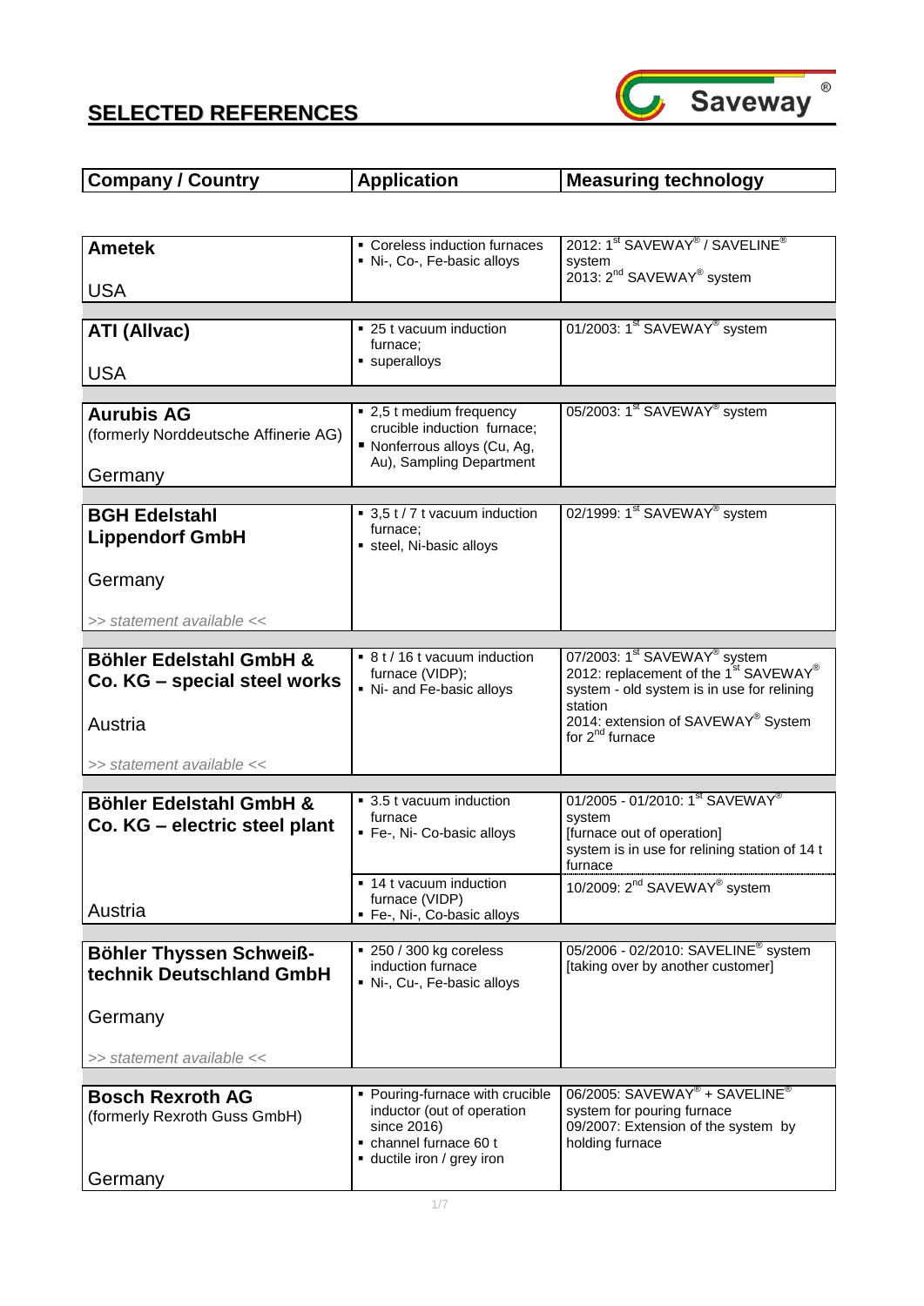# SELECTED REFERENCES

| Company / Country | Application | Measuring technology |
|---|---|---|
| **Ametek**<br><br>USA | ▪ Coreless induction furnaces<br>▪ Ni-, Co-, Fe-basic alloys | 2012: 1st SAVEWAY® / SAVELINE® system<br>2013: 2nd SAVEWAY® system |
| **ATI (Allvac)**<br><br>USA | ▪ 25 t vacuum induction furnace;<br>▪ superalloys | 01/2003: 1st SAVEWAY® system |
| **Aurubis AG**<br>(formerly Norddeutsche Affinerie AG)<br><br>Germany | ▪ 2,5 t medium frequency crucible induction furnace;<br>▪ Nonferrous alloys (Cu, Ag, Au), Sampling Department | 05/2003: 1st SAVEWAY® system |
| **BGH Edelstahl Lippendorf GmbH**<br><br>Germany<br><br>*>> statement available <<* | ▪ 3,5 t / 7 t vacuum induction furnace;<br>▪ steel, Ni-basic alloys | 02/1999: 1st SAVEWAY® system |
| **Böhler Edelstahl GmbH & Co. KG – special steel works**<br><br>Austria<br><br>*>> statement available <<* | ▪ 8 t / 16 t vacuum induction furnace (VIDP);<br>▪ Ni- and Fe-basic alloys | 07/2003: 1st SAVEWAY® system<br>2012: replacement of the 1st SAVEWAY® system - old system is in use for relining station<br>2014: extension of SAVEWAY® System for 2nd furnace |
| **Böhler Edelstahl GmbH & Co. KG – electric steel plant**<br><br>Austria | ▪ 3.5 t vacuum induction furnace<br>▪ Fe-, Ni- Co-basic alloys | 01/2005 - 01/2010: 1st SAVEWAY® system<br>[furnace out of operation]<br>system is in use for relining station of 14 t furnace |
| | ▪ 14 t vacuum induction furnace (VIDP)<br>▪ Fe-, Ni-, Co-basic alloys | 10/2009: 2nd SAVEWAY® system |
| **Böhler Thyssen Schweißtechnik Deutschland GmbH**<br><br>Germany<br><br>*>> statement available <<* | ▪ 250 / 300 kg coreless induction furnace<br>▪ Ni-, Cu-, Fe-basic alloys | 05/2006 - 02/2010: SAVELINE® system<br>[taking over by another customer] |
| **Bosch Rexroth AG**<br>(formerly Rexroth Guss GmbH)<br><br>Germany | ▪ Pouring-furnace with crucible inductor (out of operation since 2016)<br>▪ channel furnace 60 t<br>▪ ductile iron / grey iron | 06/2005: SAVEWAY® + SAVELINE® system for pouring furnace<br>09/2007: Extension of the system by holding furnace |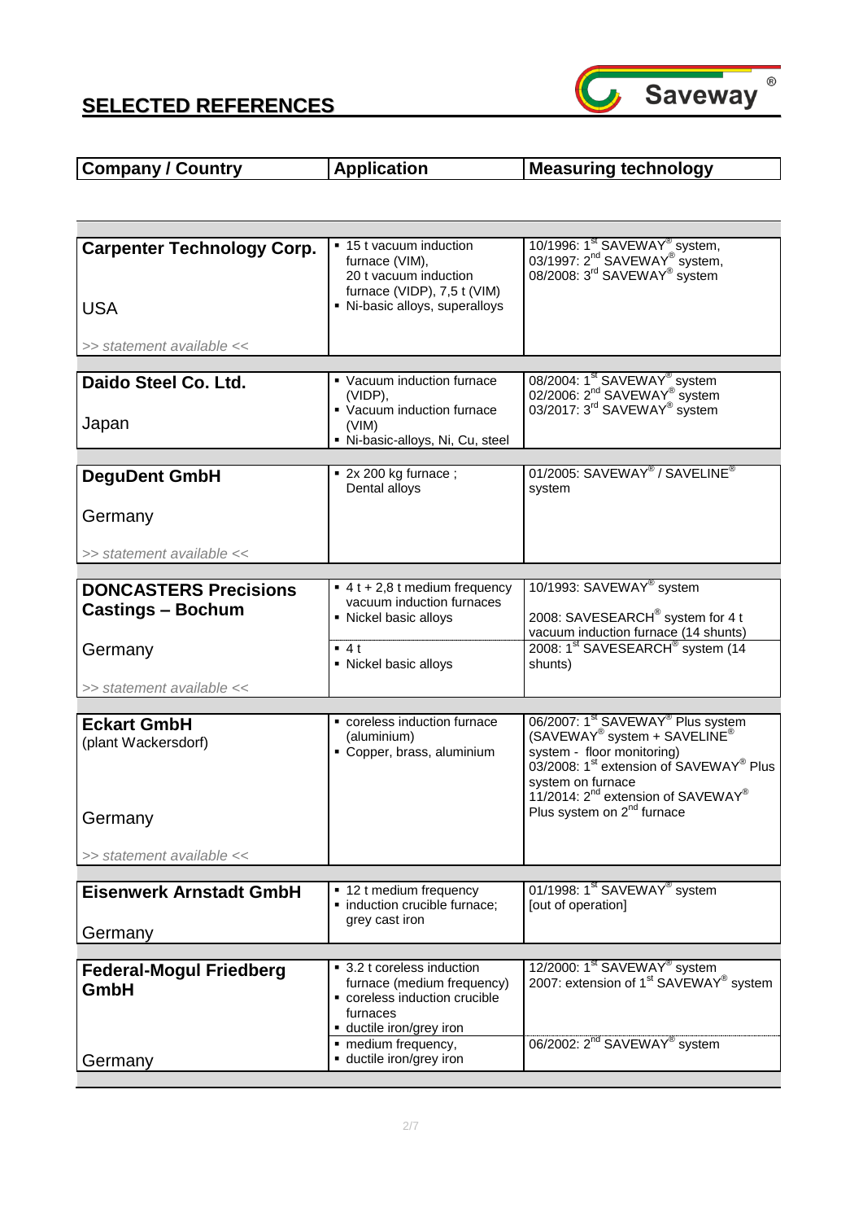## SELECTED REFERENCES

| Company / Country | Application | Measuring technology |
|---|---|---|
| **Carpenter Technology Corp.**<br><br>USA<br><br>*>> statement available <<* | ▪ 15 t vacuum induction furnace (VIM), 20 t vacuum induction furnace (VIDP), 7,5 t (VIM)<br>▪ Ni-basic alloys, superalloys | 10/1996: 1st SAVEWAY® system,<br>03/1997: 2nd SAVEWAY® system,<br>08/2008: 3rd SAVEWAY® system |
| **Daido Steel Co. Ltd.**<br><br>Japan | ▪ Vacuum induction furnace (VIDP),<br>▪ Vacuum induction furnace (VIM)<br>▪ Ni-basic-alloys, Ni, Cu, steel | 08/2004: 1st SAVEWAY® system<br>02/2006: 2nd SAVEWAY® system<br>03/2017: 3rd SAVEWAY® system |
| **DeguDent GmbH**<br><br>Germany<br><br>*>> statement available <<* | ▪ 2x 200 kg furnace ; Dental alloys | 01/2005: SAVEWAY® / SAVELINE® system |
| **DONCASTERS Precisions Castings – Bochum**<br><br>Germany<br><br>*>> statement available <<* | ▪ 4 t + 2,8 t medium frequency vacuum induction furnaces<br>▪ Nickel basic alloys | 10/1993: SAVEWAY® system<br><br>2008: SAVESEARCH® system for 4 t vacuum induction furnace (14 shunts) |
| | ▪ 4 t<br>▪ Nickel basic alloys | 2008: 1st SAVESEARCH® system (14 shunts) |
| **Eckart GmbH**<br>(plant Wackersdorf)<br><br>Germany<br><br>*>> statement available <<* | ▪ coreless induction furnace (aluminium)<br>▪ Copper, brass, aluminium | 06/2007: 1st SAVEWAY® Plus system (SAVEWAY® system + SAVELINE® system - floor monitoring)<br>03/2008: 1st extension of SAVEWAY® Plus system on furnace<br>11/2014: 2nd extension of SAVEWAY® Plus system on 2nd furnace |
| **Eisenwerk Arnstadt GmbH**<br><br>Germany | ▪ 12 t medium frequency<br>▪ induction crucible furnace; grey cast iron | 01/1998: 1st SAVEWAY® system [out of operation] |
| **Federal-Mogul Friedberg GmbH**<br><br>Germany | ▪ 3.2 t coreless induction furnace (medium frequency)<br>▪ coreless induction crucible furnaces<br>▪ ductile iron/grey iron | 12/2000: 1st SAVEWAY® system<br>2007: extension of 1st SAVEWAY® system |
| | ▪ medium frequency,<br>▪ ductile iron/grey iron | 06/2002: 2nd SAVEWAY® system |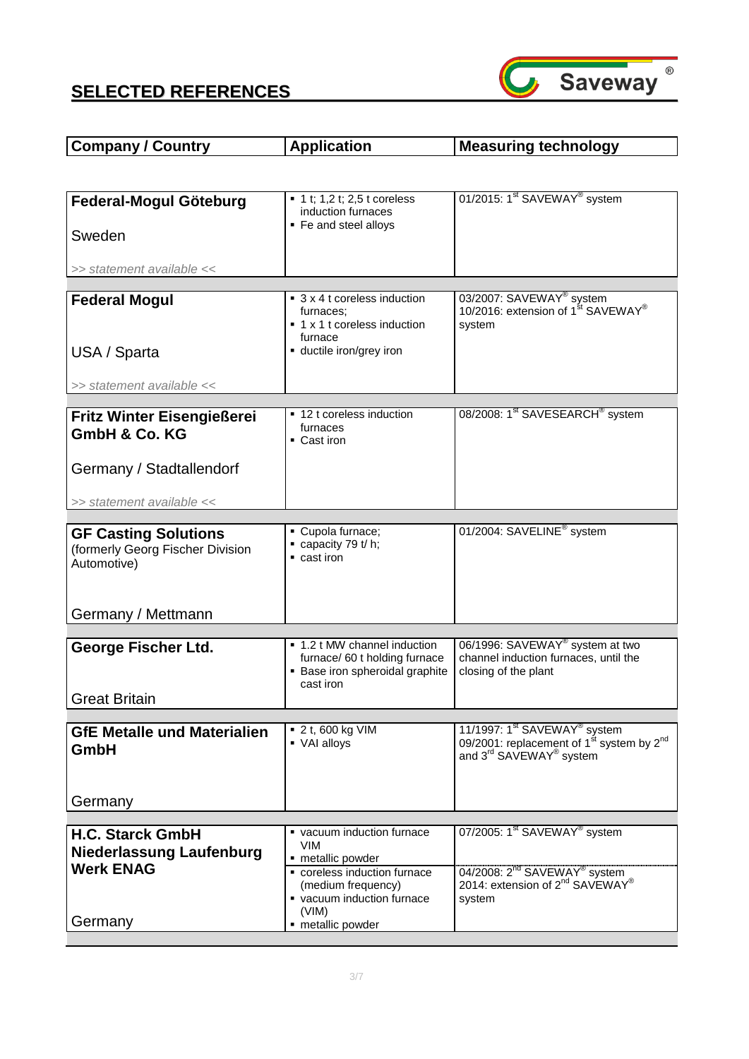## SELECTED REFERENCES

| Company / Country | Application | Measuring technology |
|---|---|---|
| **Federal-Mogul Göteburg**<br><br>Sweden<br><br>*>> statement available <<* | ▪ 1 t; 1,2 t; 2,5 t coreless induction furnaces<br>▪ Fe and steel alloys | 01/2015: 1st SAVEWAY® system |
| **Federal Mogul**<br><br>USA / Sparta<br><br>*>> statement available <<* | ▪ 3 x 4 t coreless induction furnaces;<br>▪ 1 x 1 t coreless induction furnace<br>▪ ductile iron/grey iron | 03/2007: SAVEWAY® system<br>10/2016: extension of 1st SAVEWAY® system |
| **Fritz Winter Eisengießerei GmbH & Co. KG**<br><br>Germany / Stadtallendorf<br><br>*>> statement available <<* | ▪ 12 t coreless induction furnaces<br>▪ Cast iron | 08/2008: 1st SAVESEARCH® system |
| **GF Casting Solutions**<br>(formerly Georg Fischer Division Automotive)<br><br>Germany / Mettmann | ▪ Cupola furnace;<br>▪ capacity 79 t/ h;<br>▪ cast iron | 01/2004: SAVELINE® system |
| **George Fischer Ltd.**<br><br>Great Britain | ▪ 1.2 t MW channel induction furnace/ 60 t holding furnace<br>▪ Base iron spheroidal graphite cast iron | 06/1996: SAVEWAY® system at two channel induction furnaces, until the closing of the plant |
| **GfE Metalle und Materialien GmbH**<br><br>Germany | ▪ 2 t, 600 kg VIM<br>▪ VAl alloys | 11/1997: 1st SAVEWAY® system<br>09/2001: replacement of 1st system by 2nd and 3rd SAVEWAY® system |
| **H.C. Starck GmbH Niederlassung Laufenburg Werk ENAG**<br><br>Germany | ▪ vacuum induction furnace VIM<br>▪ metallic powder | 07/2005: 1st SAVEWAY® system |
| | ▪ coreless induction furnace (medium frequency)<br>▪ vacuum induction furnace (VIM)<br>▪ metallic powder | 04/2008: 2nd SAVEWAY® system<br>2014: extension of 2nd SAVEWAY® system |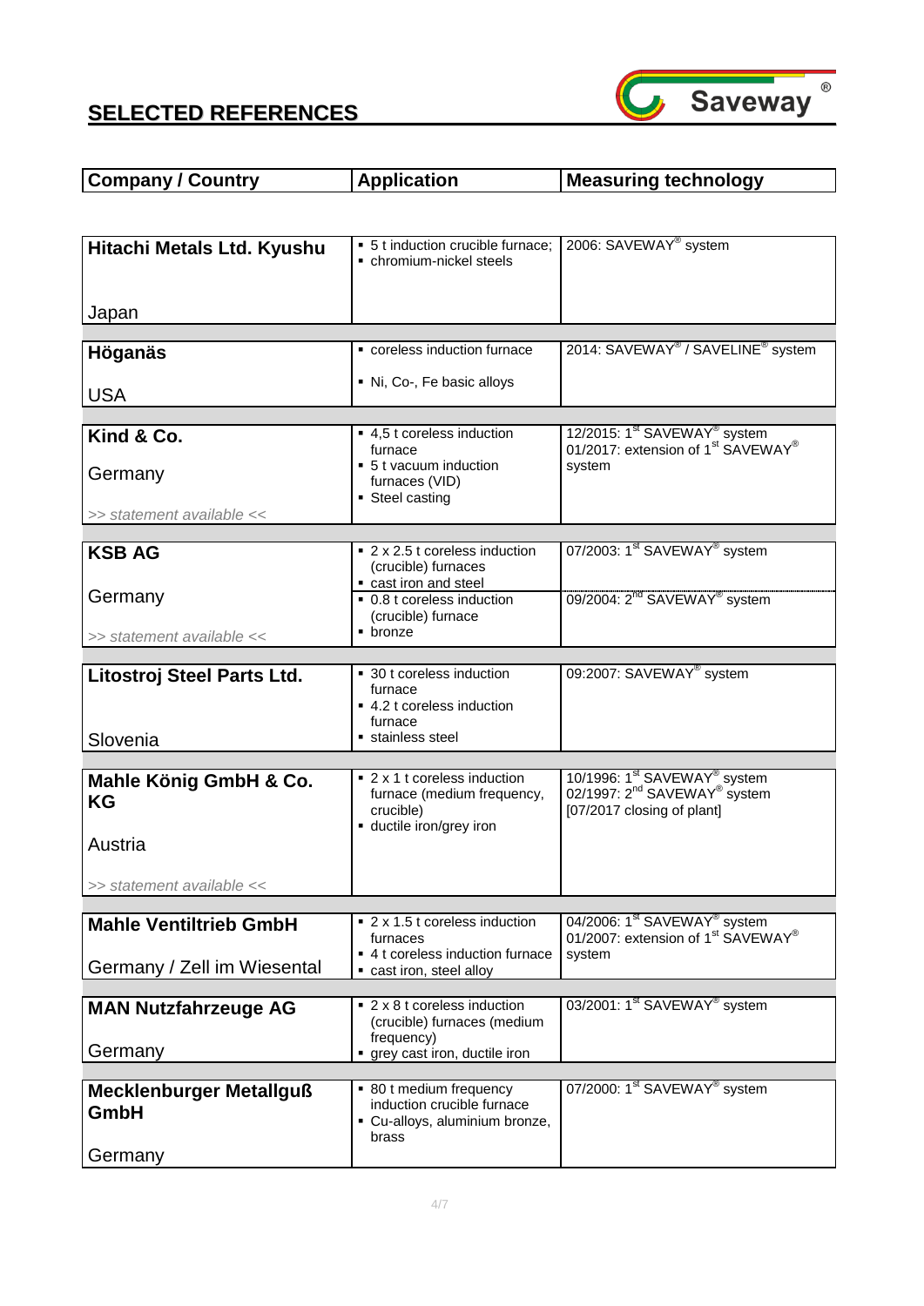## SELECTED REFERENCES

| Company / Country | Application | Measuring technology |
|---|---|---|
| **Hitachi Metals Ltd. Kyushu**<br><br>Japan | ▪ 5 t induction crucible furnace;<br>▪ chromium-nickel steels | 2006: SAVEWAY® system |
| **Höganäs**<br><br>USA | ▪ coreless induction furnace<br>▪ Ni, Co-, Fe basic alloys | 2014: SAVEWAY® / SAVELINE® system |
| **Kind & Co.**<br><br>Germany<br><br>*>> statement available <<* | ▪ 4,5 t coreless induction furnace<br>▪ 5 t vacuum induction furnaces (VID)<br>▪ Steel casting | 12/2015: 1st SAVEWAY® system<br>01/2017: extension of 1st SAVEWAY® system |
| **KSB AG**<br><br>Germany<br><br>*>> statement available <<* | ▪ 2 x 2.5 t coreless induction (crucible) furnaces<br>▪ cast iron and steel<br>▪ 0.8 t coreless induction (crucible) furnace<br>▪ bronze | 07/2003: 1st SAVEWAY® system<br>09/2004: 2nd SAVEWAY® system |
| **Litostroj Steel Parts Ltd.**<br><br>Slovenia | ▪ 30 t coreless induction furnace<br>▪ 4.2 t coreless induction furnace<br>▪ stainless steel | 09:2007: SAVEWAY® system |
| **Mahle König GmbH & Co. KG**<br><br>Austria<br><br>*>> statement available <<* | ▪ 2 x 1 t coreless induction furnace (medium frequency, crucible)<br>▪ ductile iron/grey iron | 10/1996: 1st SAVEWAY® system<br>02/1997: 2nd SAVEWAY® system<br>[07/2017 closing of plant] |
| **Mahle Ventiltrieb GmbH**<br><br>Germany / Zell im Wiesental | ▪ 2 x 1.5 t coreless induction furnaces<br>▪ 4 t coreless induction furnace<br>▪ cast iron, steel alloy | 04/2006: 1st SAVEWAY® system<br>01/2007: extension of 1st SAVEWAY® system |
| **MAN Nutzfahrzeuge AG**<br><br>Germany | ▪ 2 x 8 t coreless induction (crucible) furnaces (medium frequency)<br>▪ grey cast iron, ductile iron | 03/2001: 1st SAVEWAY® system |
| **Mecklenburger Metallguß GmbH**<br><br>Germany | ▪ 80 t medium frequency induction crucible furnace<br>▪ Cu-alloys, aluminium bronze, brass | 07/2000: 1st SAVEWAY® system |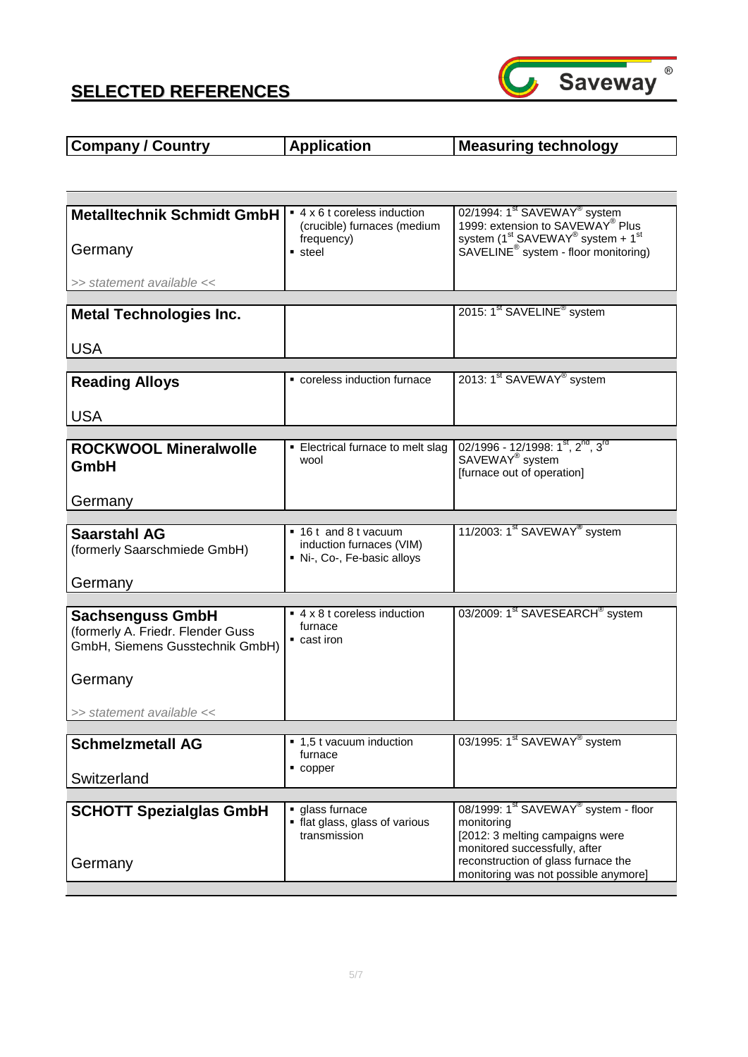## SELECTED REFERENCES

| Company / Country | Application | Measuring technology |
|---|---|---|
| **Metalltechnik Schmidt GmbH**<br><br>Germany<br><br>*>> statement available <<* | ▪ 4 x 6 t coreless induction (crucible) furnaces (medium frequency)<br>▪ steel | 02/1994: 1st SAVEWAY® system<br>1999: extension to SAVEWAY® Plus system (1st SAVEWAY® system + 1st SAVELINE® system - floor monitoring) |
| **Metal Technologies Inc.**<br><br>USA | | 2015: 1st SAVELINE® system |
| **Reading Alloys**<br><br>USA | ▪ coreless induction furnace | 2013: 1st SAVEWAY® system |
| **ROCKWOOL Mineralwolle GmbH**<br><br>Germany | ▪ Electrical furnace to melt slag wool | 02/1996 - 12/1998: 1st, 2nd, 3rd SAVEWAY® system<br>[furnace out of operation] |
| **Saarstahl AG**<br>(formerly Saarschmiede GmbH)<br><br>Germany | ▪ 16 t and 8 t vacuum induction furnaces (VIM)<br>▪ Ni-, Co-, Fe-basic alloys | 11/2003: 1st SAVEWAY® system |
| **Sachsenguss GmbH**<br>(formerly A. Friedr. Flender Guss GmbH, Siemens Gusstechnik GmbH)<br><br>Germany<br><br>*>> statement available <<* | ▪ 4 x 8 t coreless induction furnace<br>▪ cast iron | 03/2009: 1st SAVESEARCH® system |
| **Schmelzmetall AG**<br><br>Switzerland | ▪ 1,5 t vacuum induction furnace<br>▪ copper | 03/1995: 1st SAVEWAY® system |
| **SCHOTT Spezialglas GmbH**<br><br>Germany | ▪ glass furnace<br>▪ flat glass, glass of various transmission | 08/1999: 1st SAVEWAY® system - floor monitoring<br>[2012: 3 melting campaigns were monitored successfully, after reconstruction of glass furnace the monitoring was not possible anymore] |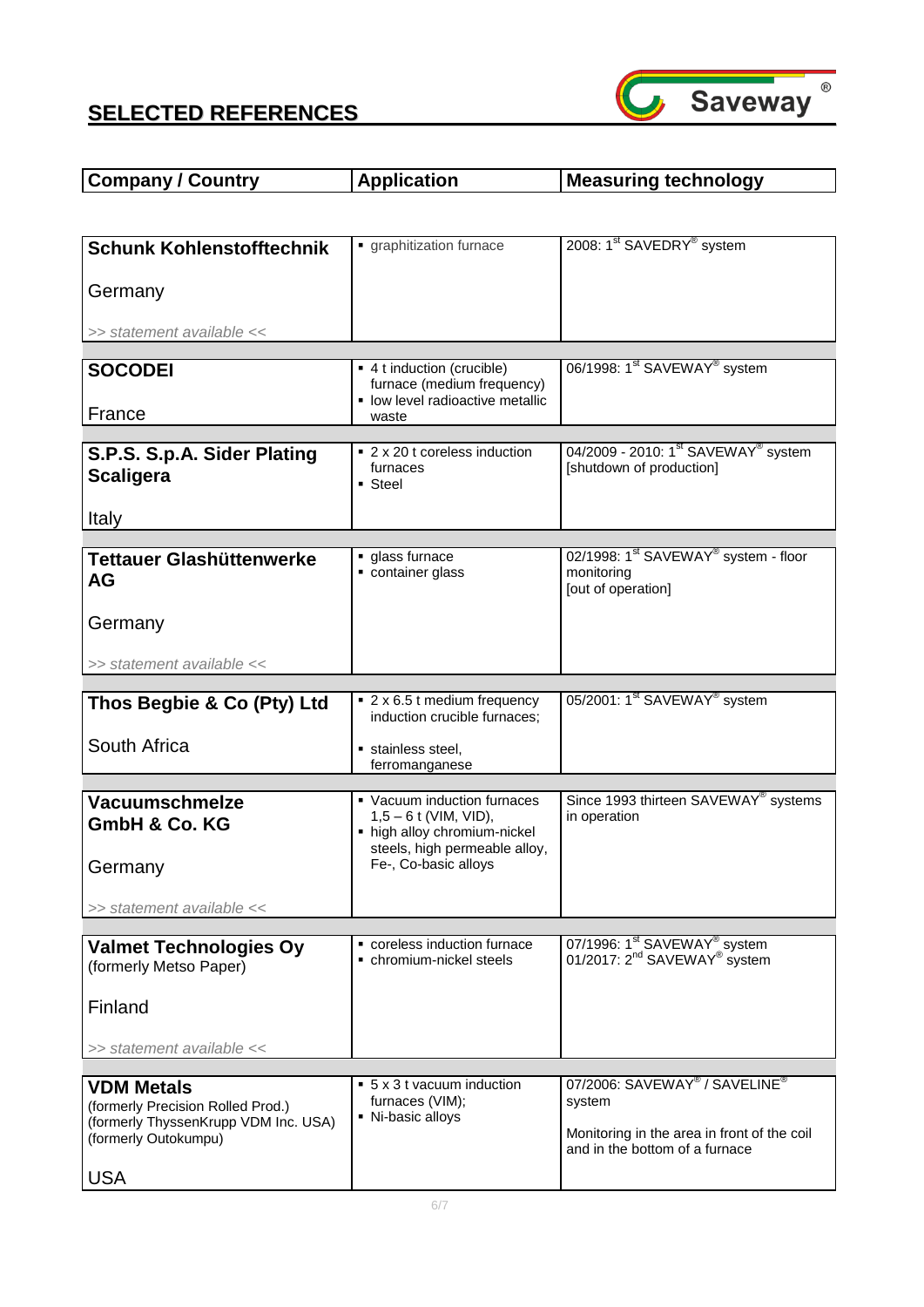## SELECTED REFERENCES

| Company / Country | Application | Measuring technology |
|---|---|---|
| **Schunk Kohlenstofftechnik**<br><br>Germany<br><br>*>> statement available <<* | ▪ graphitization furnace | 2008: 1st SAVEDRY® system |
| **SOCODEI**<br><br>France | ▪ 4 t induction (crucible) furnace (medium frequency)<br>▪ low level radioactive metallic waste | 06/1998: 1st SAVEWAY® system |
| **S.P.S. S.p.A. Sider Plating Scaligera**<br><br>Italy | ▪ 2 x 20 t coreless induction furnaces<br>▪ Steel | 04/2009 - 2010: 1st SAVEWAY® system [shutdown of production] |
| **Tettauer Glashüttenwerke AG**<br><br>Germany<br><br>*>> statement available <<* | ▪ glass furnace<br>▪ container glass | 02/1998: 1st SAVEWAY® system - floor monitoring<br>[out of operation] |
| **Thos Begbie & Co (Pty) Ltd**<br><br>South Africa | ▪ 2 x 6.5 t medium frequency induction crucible furnaces;<br>▪ stainless steel, ferromanganese | 05/2001: 1st SAVEWAY® system |
| **Vacuumschmelze GmbH & Co. KG**<br><br>Germany<br><br>*>> statement available <<* | ▪ Vacuum induction furnaces 1,5 – 6 t (VIM, VID),<br>▪ high alloy chromium-nickel steels, high permeable alloy, Fe-, Co-basic alloys | Since 1993 thirteen SAVEWAY® systems in operation |
| **Valmet Technologies Oy**<br>(formerly Metso Paper)<br><br>Finland<br><br>*>> statement available <<* | ▪ coreless induction furnace<br>▪ chromium-nickel steels | 07/1996: 1st SAVEWAY® system<br>01/2017: 2nd SAVEWAY® system |
| **VDM Metals**<br>(formerly Precision Rolled Prod.)<br>(formerly ThyssenKrupp VDM Inc. USA)<br>(formerly Outokumpu)<br><br>USA | ▪ 5 x 3 t vacuum induction furnaces (VIM);<br>▪ Ni-basic alloys | 07/2006: SAVEWAY® / SAVELINE® system<br><br>Monitoring in the area in front of the coil and in the bottom of a furnace |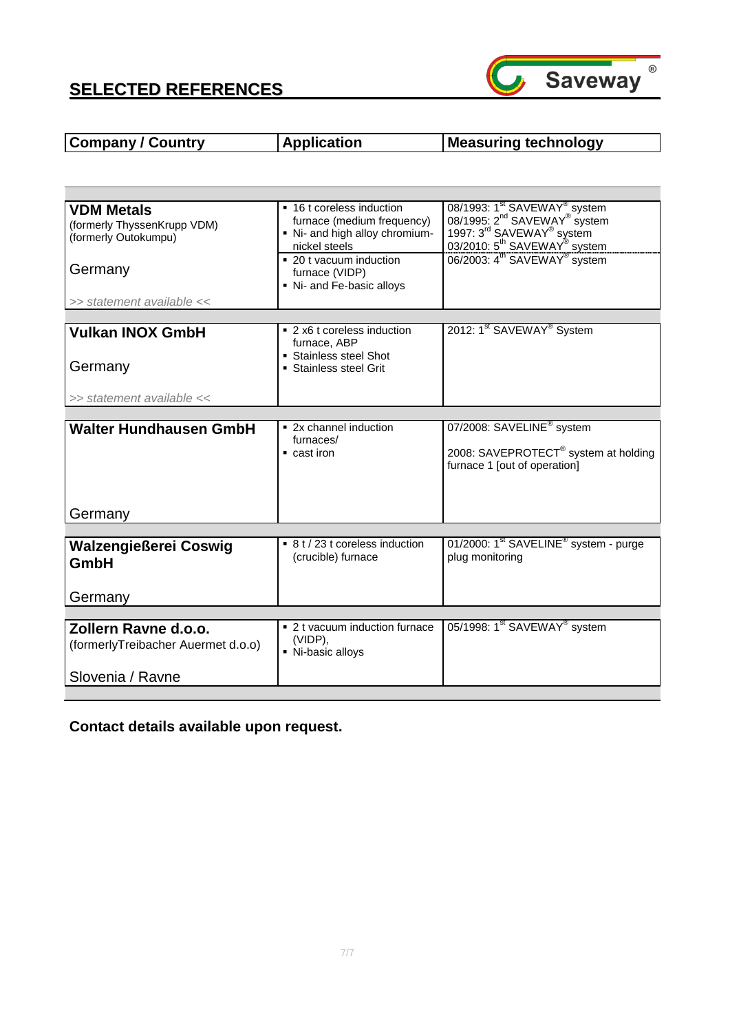## SELECTED REFERENCES

| Company / Country | Application | Measuring technology |
|---|---|---|
| **VDM Metals**<br>(formerly ThyssenKrupp VDM)<br>(formerly Outokumpu)<br><br>Germany<br><br>*>> statement available <<* | ▪ 16 t coreless induction furnace (medium frequency)<br>▪ Ni- and high alloy chromium-nickel steels<br>▪ 20 t vacuum induction furnace (VIDP)<br>▪ Ni- and Fe-basic alloys | 08/1993: 1st SAVEWAY® system<br>08/1995: 2nd SAVEWAY® system<br>1997: 3rd SAVEWAY® system<br>03/2010: 5th SAVEWAY® system<br>06/2003: 4th SAVEWAY® system |
| **Vulkan INOX GmbH**<br><br>Germany<br><br>*>> statement available <<* | ▪ 2 x6 t coreless induction furnace, ABP<br>▪ Stainless steel Shot<br>▪ Stainless steel Grit | 2012: 1st SAVEWAY® System |
| **Walter Hundhausen GmbH**<br><br>Germany | ▪ 2x channel induction furnaces/<br>▪ cast iron | 07/2008: SAVELINE® system<br><br>2008: SAVEPROTECT® system at holding furnace 1 [out of operation] |
| **Walzengießerei Coswig GmbH**<br><br>Germany | ▪ 8 t / 23 t coreless induction (crucible) furnace | 01/2000: 1st SAVELINE® system - purge plug monitoring |
| **Zollern Ravne d.o.o.**<br>(formerlyTreibacher Auermet d.o.o)<br><br>Slovenia / Ravne | ▪ 2 t vacuum induction furnace (VIDP),<br>▪ Ni-basic alloys | 05/1998: 1st SAVEWAY® system |

**Contact details available upon request.**